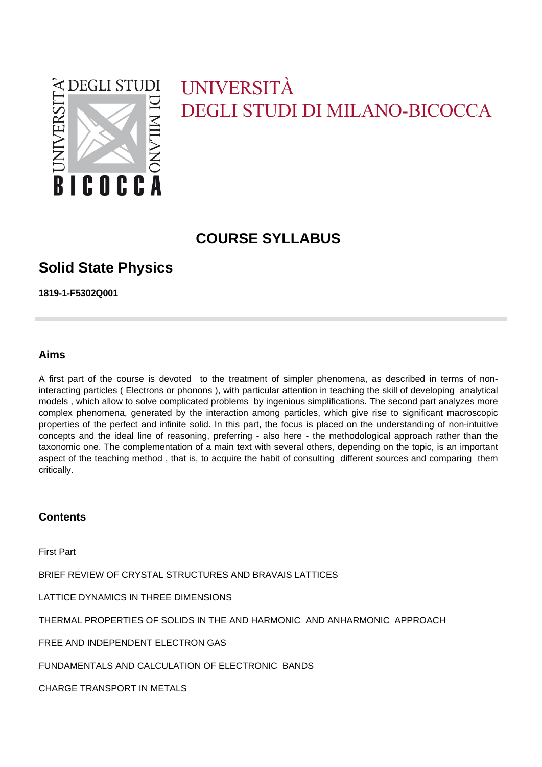# UNIVERSITÀ DEGLI STUDI DI MILANO-BICOCCA

## COURSE SYLLABUS

## Solid State Physics

**1819-1-F5302Q001**

### Aims

A first part of the course is devoted to the treatment of simpler phenomena, as described in terms of non-interacting particles ( Electrons or phonons ), with particular attention in teaching the skill of developing analytical models , which allow to solve complicated problems by ingenious simplifications. The second part analyzes more complex phenomena, generated by the interaction among particles, which give rise to significant macroscopic properties of the perfect and infinite solid. In this part, the focus is placed on the understanding of non-intuitive concepts and the ideal line of reasoning, preferring - also here - the methodological approach rather than the taxonomic one. The complementation of a main text with several others, depending on the topic, is an important aspect of the teaching method , that is, to acquire the habit of consulting different sources and comparing them critically.

### Contents

First Part

BRIEF REVIEW OF CRYSTAL STRUCTURES AND BRAVAIS LATTICES

LATTICE DYNAMICS IN THREE DIMENSIONS

THERMAL PROPERTIES OF SOLIDS IN THE AND HARMONIC AND ANHARMONIC APPROACH

FREE AND INDEPENDENT ELECTRON GAS

FUNDAMENTALS AND CALCULATION OF ELECTRONIC BANDS

CHARGE TRANSPORT IN METALS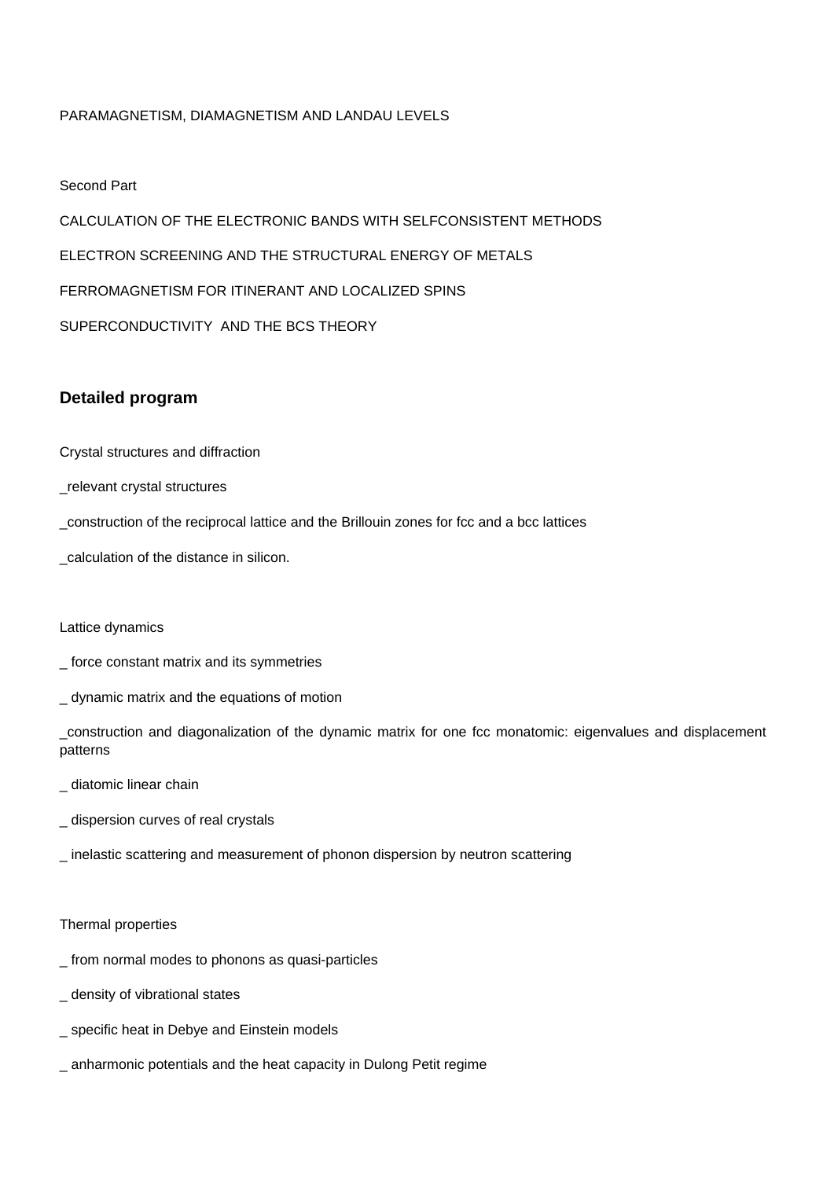PARAMAGNETISM, DIAMAGNETISM AND LANDAU LEVELS

Second Part

CALCULATION OF THE ELECTRONIC BANDS WITH SELFCONSISTENT METHODS

ELECTRON SCREENING AND THE STRUCTURAL ENERGY OF METALS

FERROMAGNETISM FOR ITINERANT AND LOCALIZED SPINS

SUPERCONDUCTIVITY AND THE BCS THEORY

### Detailed program

Crystal structures and diffraction

_relevant crystal structures

_construction of the reciprocal lattice and the Brillouin zones for fcc and a bcc lattices

_calculation of the distance in silicon.

Lattice dynamics

_ force constant matrix and its symmetries

_ dynamic matrix and the equations of motion

_construction and diagonalization of the dynamic matrix for one fcc monatomic: eigenvalues and displacement patterns

_ diatomic linear chain

_ dispersion curves of real crystals

_ inelastic scattering and measurement of phonon dispersion by neutron scattering

Thermal properties

_ from normal modes to phonons as quasi-particles

_ density of vibrational states

_ specific heat in Debye and Einstein models

_ anharmonic potentials and the heat capacity in Dulong Petit regime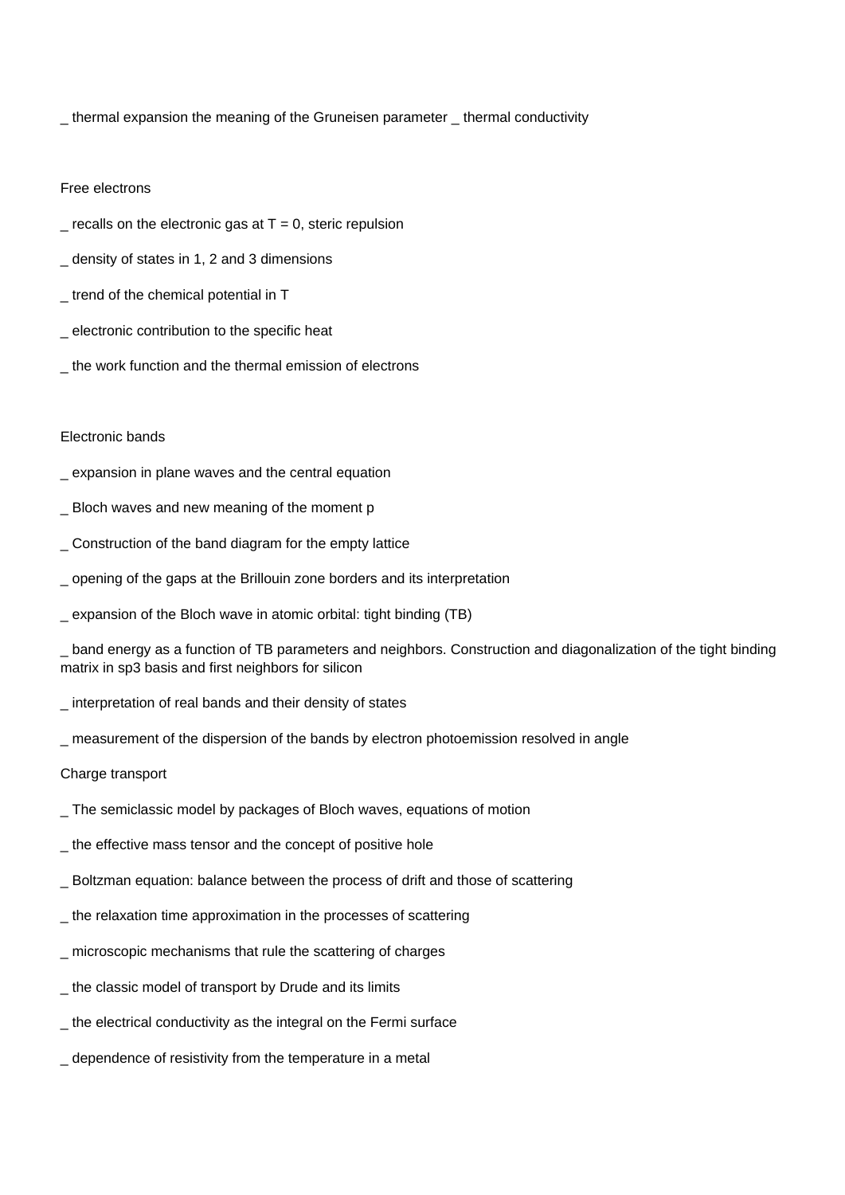_ thermal expansion the meaning of the Gruneisen parameter _ thermal conductivity

Free electrons

_ recalls on the electronic gas at T = 0, steric repulsion

_ density of states in 1, 2 and 3 dimensions

_ trend of the chemical potential in T

_ electronic contribution to the specific heat

_ the work function and the thermal emission of electrons

Electronic bands

_ expansion in plane waves and the central equation

_ Bloch waves and new meaning of the moment p

_ Construction of the band diagram for the empty lattice

_ opening of the gaps at the Brillouin zone borders and its interpretation

_ expansion of the Bloch wave in atomic orbital: tight binding (TB)

_ band energy as a function of TB parameters and neighbors. Construction and diagonalization of the tight binding matrix in sp3 basis and first neighbors for silicon

_ interpretation of real bands and their density of states

_ measurement of the dispersion of the bands by electron photoemission resolved in angle

Charge transport

_ The semiclassic model by packages of Bloch waves, equations of motion

_ the effective mass tensor and the concept of positive hole

_ Boltzman equation: balance between the process of drift and those of scattering

_ the relaxation time approximation in the processes of scattering

_ microscopic mechanisms that rule the scattering of charges

_ the classic model of transport by Drude and its limits

_ the electrical conductivity as the integral on the Fermi surface

_ dependence of resistivity from the temperature in a metal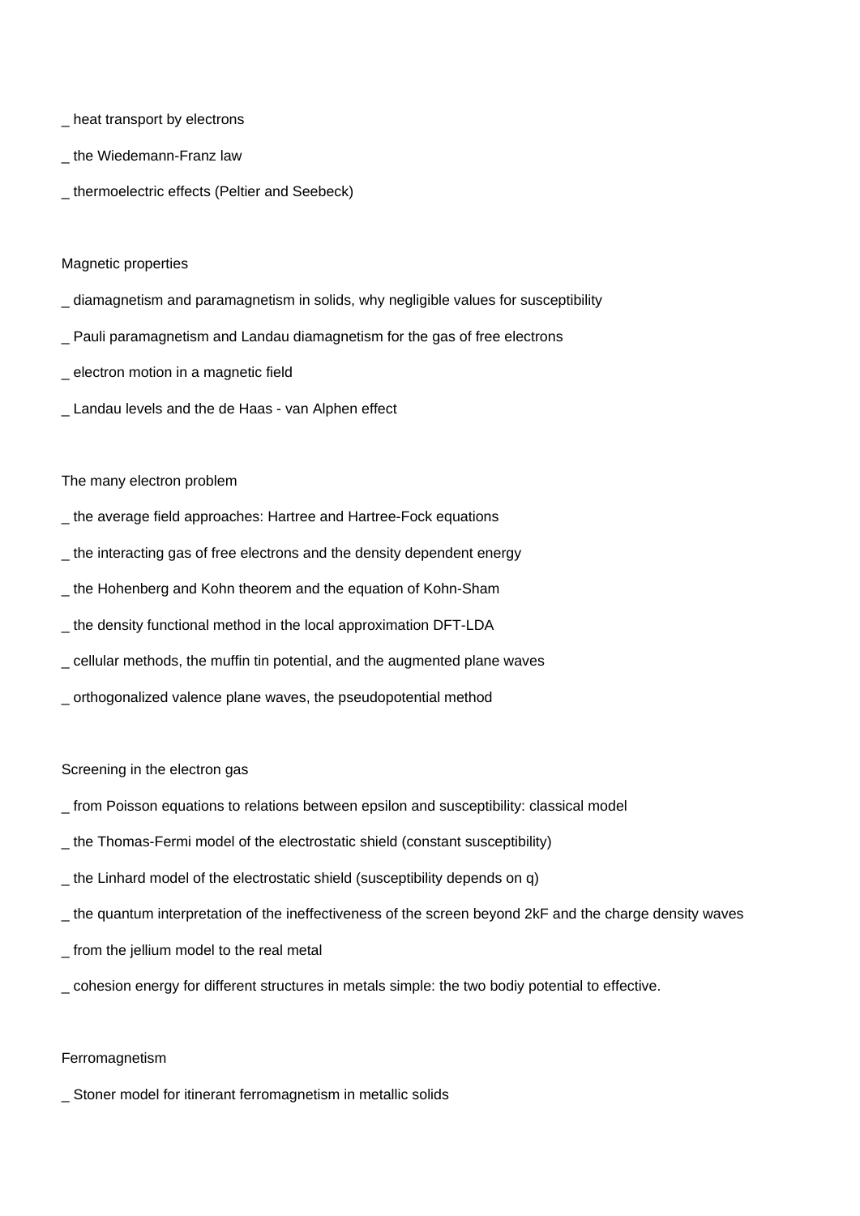_ heat transport by electrons

_ the Wiedemann-Franz law

_ thermoelectric effects (Peltier and Seebeck)

Magnetic properties

_ diamagnetism and paramagnetism in solids, why negligible values for susceptibility

_ Pauli paramagnetism and Landau diamagnetism for the gas of free electrons

_ electron motion in a magnetic field

_ Landau levels and the de Haas - van Alphen effect

The many electron problem

_ the average field approaches: Hartree and Hartree-Fock equations

_ the interacting gas of free electrons and the density dependent energy

_ the Hohenberg and Kohn theorem and the equation of Kohn-Sham

_ the density functional method in the local approximation DFT-LDA

_ cellular methods, the muffin tin potential, and the augmented plane waves

_ orthogonalized valence plane waves, the pseudopotential method

Screening in the electron gas

_ from Poisson equations to relations between epsilon and susceptibility: classical model

_ the Thomas-Fermi model of the electrostatic shield (constant susceptibility)

_ the Linhard model of the electrostatic shield (susceptibility depends on q)

_ the quantum interpretation of the ineffectiveness of the screen beyond 2kF and the charge density waves

_ from the jellium model to the real metal

_ cohesion energy for different structures in metals simple: the two bodiy potential to effective.

Ferromagnetism

_ Stoner model for itinerant ferromagnetism in metallic solids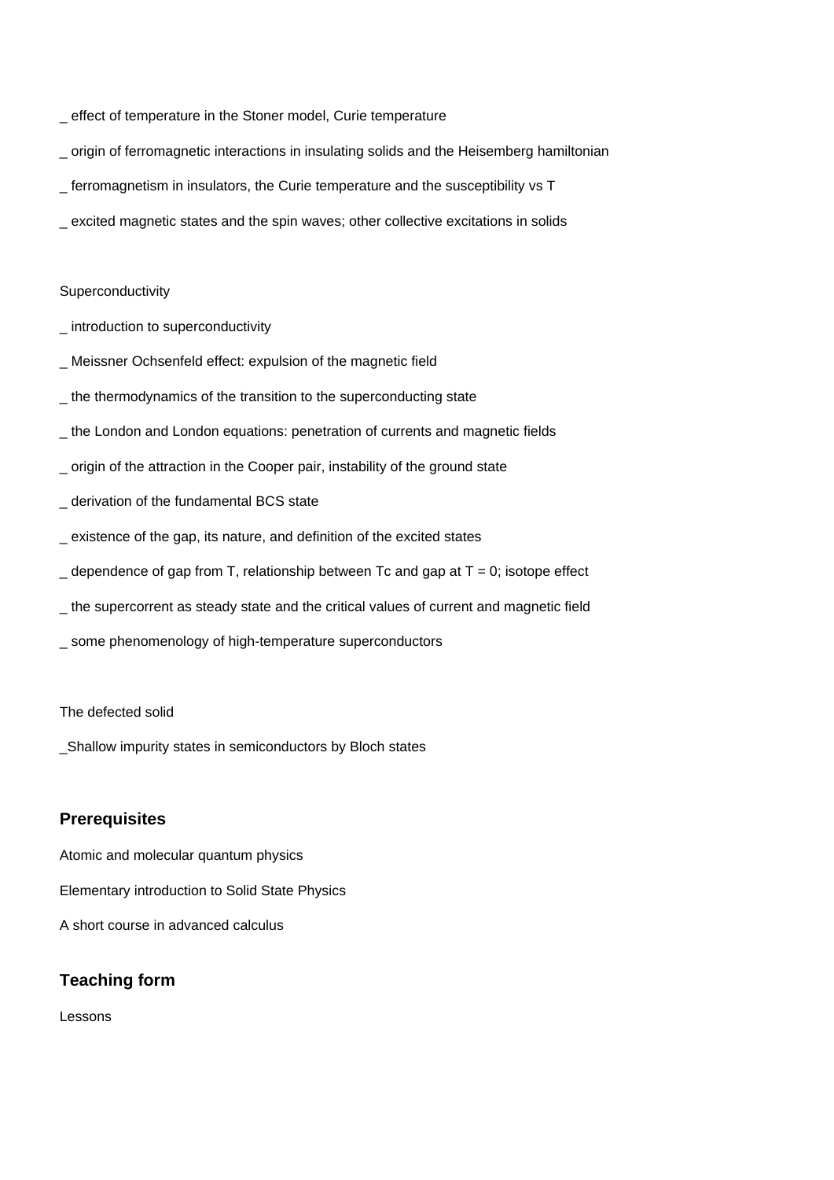_ effect of temperature in the Stoner model, Curie temperature

_ origin of ferromagnetic interactions in insulating solids and the Heisemberg hamiltonian

_ ferromagnetism in insulators, the Curie temperature and the susceptibility vs T

_ excited magnetic states and the spin waves; other collective excitations in solids

Superconductivity

_ introduction to superconductivity

_ Meissner Ochsenfeld effect: expulsion of the magnetic field

_ the thermodynamics of the transition to the superconducting state

_ the London and London equations: penetration of currents and magnetic fields

_ origin of the attraction in the Cooper pair, instability of the ground state

_ derivation of the fundamental BCS state

_ existence of the gap, its nature, and definition of the excited states

_ dependence of gap from T, relationship between Tc and gap at T = 0; isotope effect

_ the supercorrent as steady state and the critical values of current and magnetic field

_ some phenomenology of high-temperature superconductors

The defected solid

_Shallow impurity states in semiconductors by Bloch states

## Prerequisites

Atomic and molecular quantum physics

Elementary introduction to Solid State Physics

A short course in advanced calculus

## Teaching form

Lessons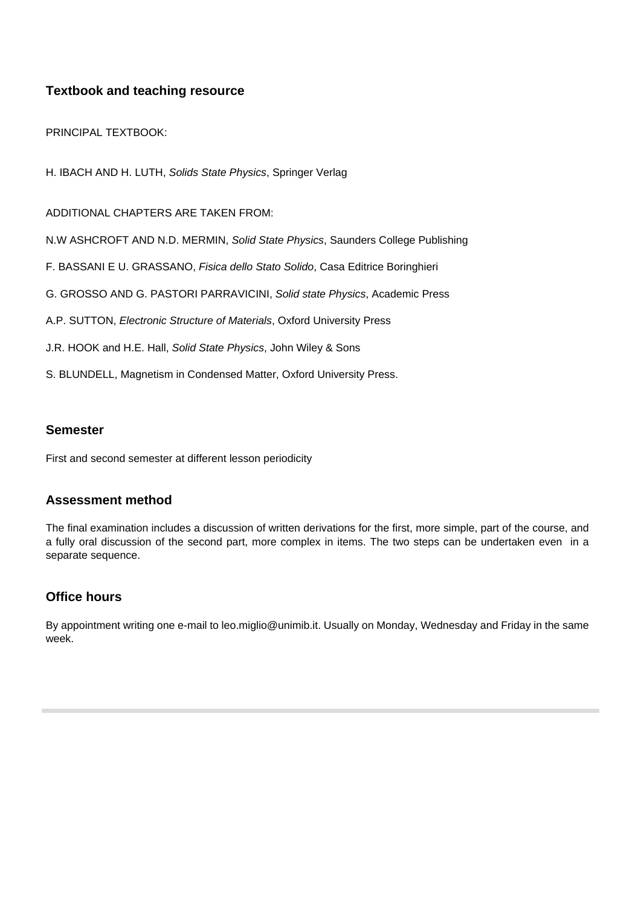### Textbook and teaching resource

PRINCIPAL TEXTBOOK:

H. IBACH AND H. LUTH, *Solids State Physics*, Springer Verlag

ADDITIONAL CHAPTERS ARE TAKEN FROM:

N.W ASHCROFT AND N.D. MERMIN, *Solid State Physics*, Saunders College Publishing

F. BASSANI E U. GRASSANO, *Fisica dello Stato Solido*, Casa Editrice Boringhieri

G. GROSSO AND G. PASTORI PARRAVICINI, *Solid state Physics*, Academic Press

A.P. SUTTON, *Electronic Structure of Materials*, Oxford University Press

J.R. HOOK and H.E. Hall, *Solid State Physics*, John Wiley & Sons

S. BLUNDELL, Magnetism in Condensed Matter, Oxford University Press.

### Semester

First and second semester at different lesson periodicity

### Assessment method

The final examination includes a discussion of written derivations for the first, more simple, part of the course, and a fully oral discussion of the second part, more complex in items. The two steps can be undertaken even in a separate sequence.

### Office hours

By appointment writing one e-mail to leo.miglio@unimib.it. Usually on Monday, Wednesday and Friday in the same week.